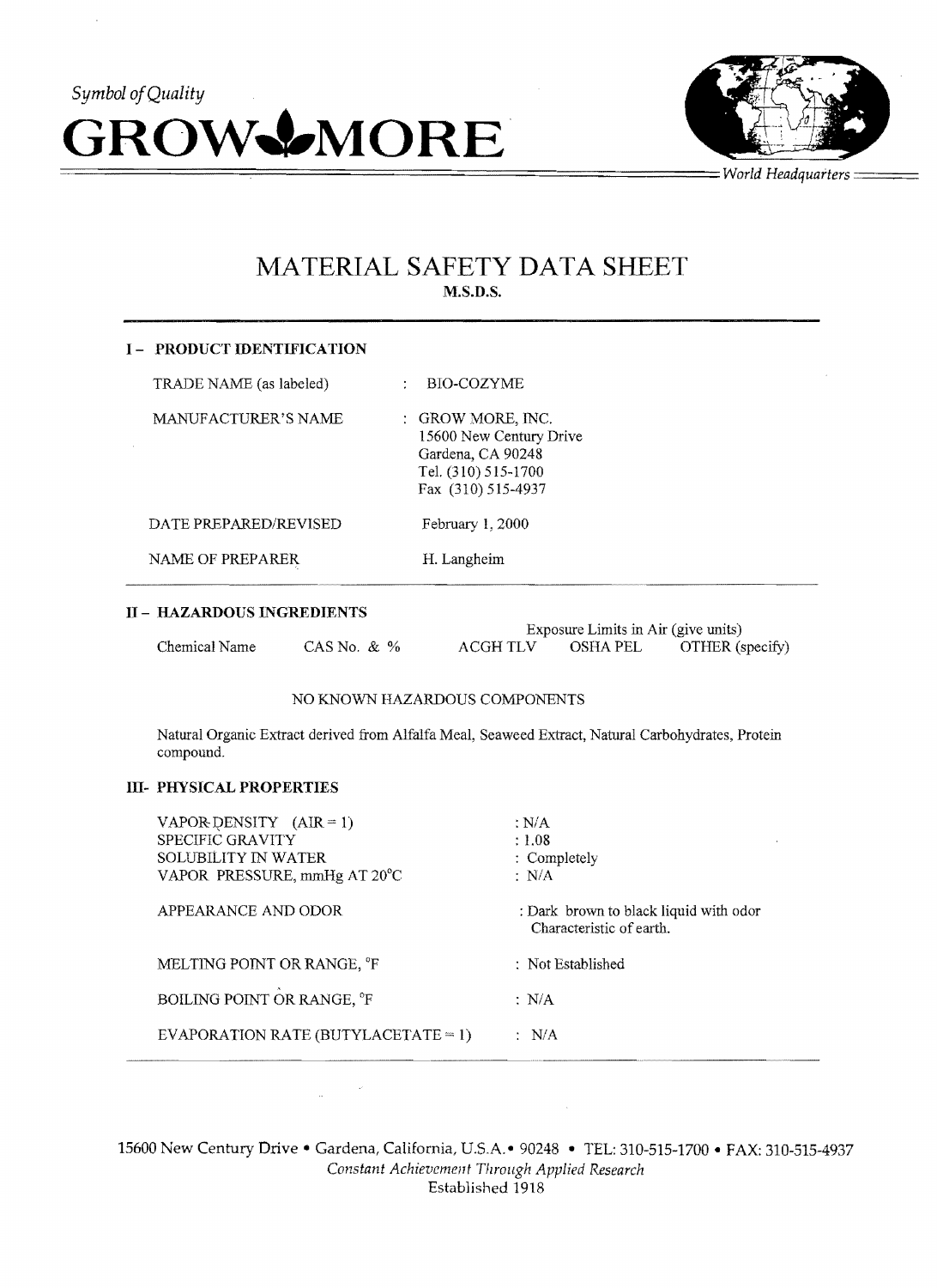*Symbol of Quality*

**GROW MORE**

*World Headquarters*

# MATERIAL SAFETY DATA SHEET

**M.S.D.S.**

## I – PRODUCT IDENTIFICATION

| | | |
|---|---|---|
| TRADE NAME (as labeled) | : | BIO-COZYME |
| MANUFACTURER'S NAME | : | GROW MORE, INC.<br>15600 New Century Drive<br>Gardena, CA 90248<br>Tel. (310) 515-1700<br>Fax (310) 515-4937 |
| DATE PREPARED/REVISED | | February 1, 2000 |
| NAME OF PREPARER | | H. Langheim |

## II – HAZARDOUS INGREDIENTS

| Chemical Name | CAS No. & % | Exposure Limits in Air (give units) ACGH TLV | OSHA PEL | OTHER (specify) |
|---|---|---|---|---|

NO KNOWN HAZARDOUS COMPONENTS

Natural Organic Extract derived from Alfalfa Meal, Seaweed Extract, Natural Carbohydrates, Protein compound.

## III- PHYSICAL PROPERTIES

| | |
|---|---|
| VAPOR DENSITY (AIR = 1) | : N/A |
| SPECIFIC GRAVITY | : 1.08 |
| SOLUBILITY IN WATER | : Completely |
| VAPOR PRESSURE, mmHg AT 20°C | : N/A |
| APPEARANCE AND ODOR | : Dark brown to black liquid with odor Characteristic of earth. |
| MELTING POINT OR RANGE, °F | : Not Established |
| BOILING POINT OR RANGE, °F | : N/A |
| EVAPORATION RATE (BUTYLACETATE = 1) | : N/A |

15600 New Century Drive • Gardena, California, U.S.A.• 90248 • TEL: 310-515-1700 • FAX: 310-515-4937

*Constant Achievement Through Applied Research*

Established 1918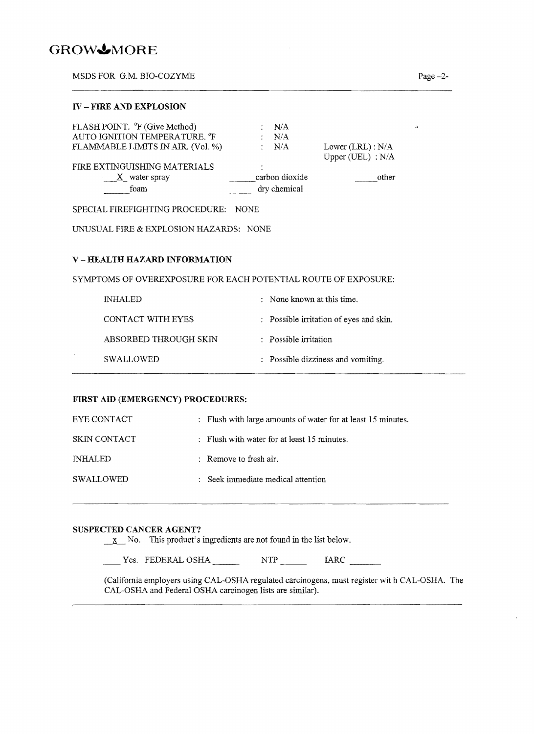## IV – FIRE AND EXPLOSION

FLASH POINT. °F (Give Method) : N/A
AUTO IGNITION TEMPERATURE. °F : N/A
FLAMMABLE LIMITS IN AIR. (Vol. %) : N/A   Lower (LRL) : N/A
Upper (UEL) : N/A

FIRE EXTINGUISHING MATERIALS :

| | | |
|---|---|---|
| X water spray | ___ carbon dioxide | ___ other |
| ___ foam | ___ dry chemical | |

SPECIAL FIREFIGHTING PROCEDURE: NONE

UNUSUAL FIRE & EXPLOSION HAZARDS: NONE

## V – HEALTH HAZARD INFORMATION

SYMPTOMS OF OVEREXPOSURE FOR EACH POTENTIAL ROUTE OF EXPOSURE:

| | |
|---|---|
| INHALED | : None known at this time. |
| CONTACT WITH EYES | : Possible irritation of eyes and skin. |
| ABSORBED THROUGH SKIN | : Possible irritation |
| SWALLOWED | : Possible dizziness and vomiting. |

### FIRST AID (EMERGENCY) PROCEDURES:

| | |
|---|---|
| EYE CONTACT | : Flush with large amounts of water for at least 15 minutes. |
| SKIN CONTACT | : Flush with water for at least 15 minutes. |
| INHALED | : Remove to fresh air. |
| SWALLOWED | : Seek immediate medical attention |

### SUSPECTED CANCER AGENT?

x No. This product's ingredients are not found in the list below.

___ Yes. FEDERAL OSHA ___ NTP ___ IARC ___

(California employers using CAL-OSHA regulated carcinogens, must register wit h CAL-OSHA. The CAL-OSHA and Federal OSHA carcinogen lists are similar).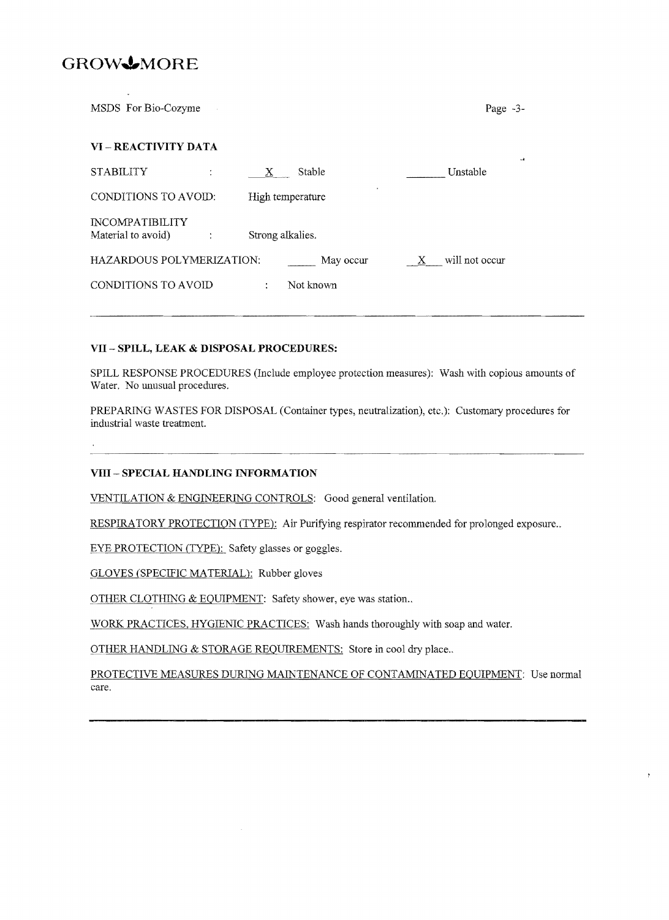# GROW MORE

MSDS For Bio-Cozyme

## VI – REACTIVITY DATA

STABILITY : X Stable ____ Unstable

CONDITIONS TO AVOID: High temperature

INCOMPATIBILITY Material to avoid) : Strong alkalies.

HAZARDOUS POLYMERIZATION: ____ May occur X will not occur

CONDITIONS TO AVOID : Not known

## VII – SPILL, LEAK & DISPOSAL PROCEDURES:

SPILL RESPONSE PROCEDURES (Include employee protection measures): Wash with copious amounts of Water. No unusual procedures.

PREPARING WASTES FOR DISPOSAL (Container types, neutralization), etc.): Customary procedures for industrial waste treatment.

## VIII – SPECIAL HANDLING INFORMATION

VENTILATION & ENGINEERING CONTROLS: Good general ventilation.

RESPIRATORY PROTECTION (TYPE): Air Purifying respirator recommended for prolonged exposure..

EYE PROTECTION (TYPE): Safety glasses or goggles.

GLOVES (SPECIFIC MATERIAL): Rubber gloves

OTHER CLOTHING & EQUIPMENT: Safety shower, eye was station..

WORK PRACTICES, HYGIENIC PRACTICES: Wash hands thoroughly with soap and water.

OTHER HANDLING & STORAGE REQUIREMENTS: Store in cool dry place..

PROTECTIVE MEASURES DURING MAINTENANCE OF CONTAMINATED EQUIPMENT: Use normal care.